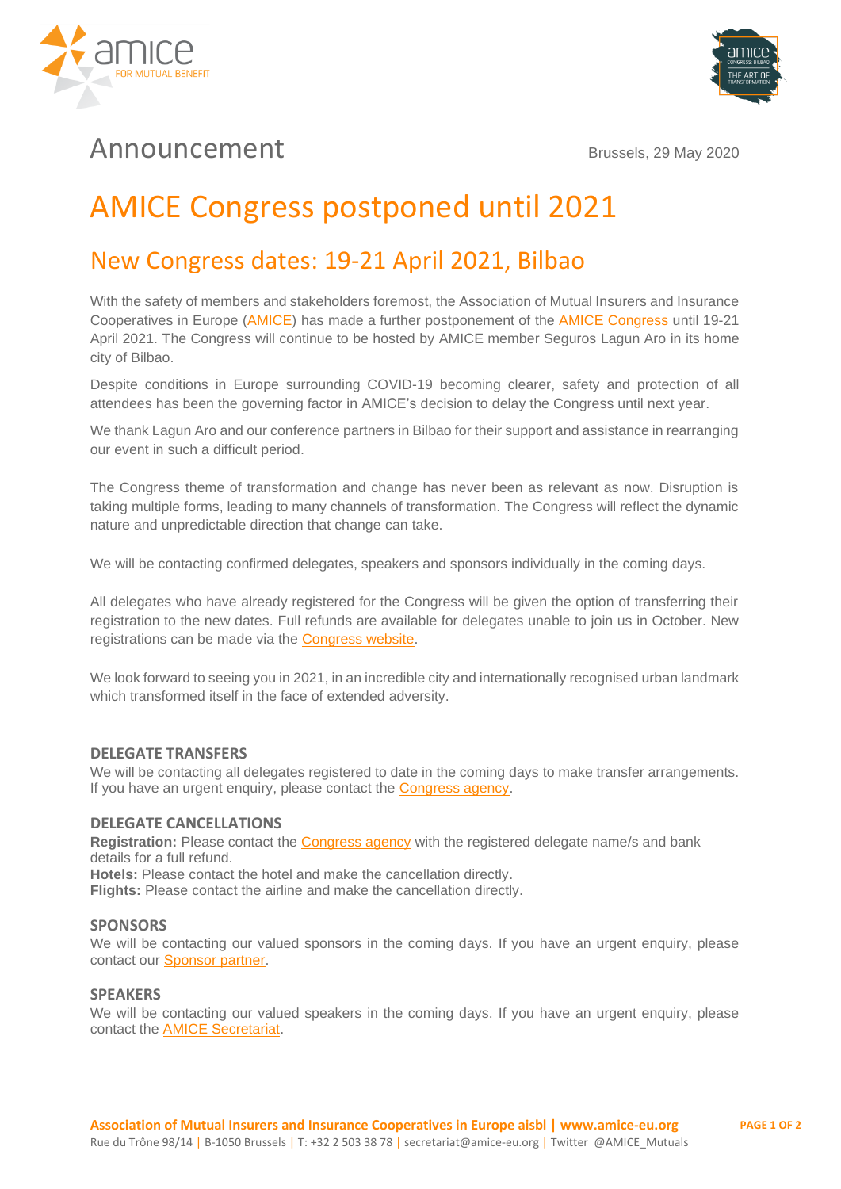Announcement

Brussels, 29 May 2020

# AMICE Congress postponed until 2021

## New Congress dates: 19-21 April 2021, Bilbao

With the safety of members and stakeholders foremost, the Association of Mutual Insurers and Insurance Cooperatives in Europe (AMICE) has made a further postponement of the AMICE Congress until 19-21 April 2021. The Congress will continue to be hosted by AMICE member Seguros Lagun Aro in its home city of Bilbao.

Despite conditions in Europe surrounding COVID-19 becoming clearer, safety and protection of all attendees has been the governing factor in AMICE's decision to delay the Congress until next year.

We thank Lagun Aro and our conference partners in Bilbao for their support and assistance in rearranging our event in such a difficult period.

The Congress theme of transformation and change has never been as relevant as now. Disruption is taking multiple forms, leading to many channels of transformation. The Congress will reflect the dynamic nature and unpredictable direction that change can take.

We will be contacting confirmed delegates, speakers and sponsors individually in the coming days.

All delegates who have already registered for the Congress will be given the option of transferring their registration to the new dates. Full refunds are available for delegates unable to join us in October. New registrations can be made via the Congress website.

We look forward to seeing you in 2021, in an incredible city and internationally recognised urban landmark which transformed itself in the face of extended adversity.

### DELEGATE TRANSFERS

We will be contacting all delegates registered to date in the coming days to make transfer arrangements. If you have an urgent enquiry, please contact the Congress agency.

### DELEGATE CANCELLATIONS

**Registration:** Please contact the Congress agency with the registered delegate name/s and bank details for a full refund.
**Hotels:** Please contact the hotel and make the cancellation directly.
**Flights:** Please contact the airline and make the cancellation directly.

### SPONSORS

We will be contacting our valued sponsors in the coming days. If you have an urgent enquiry, please contact our Sponsor partner.

### SPEAKERS

We will be contacting our valued speakers in the coming days. If you have an urgent enquiry, please contact the AMICE Secretariat.

**Association of Mutual Insurers and Insurance Cooperatives in Europe aisbl | www.amice-eu.org**
Rue du Trône 98/14 | B-1050 Brussels | T: +32 2 503 38 78 | secretariat@amice-eu.org | Twitter @AMICE_Mutuals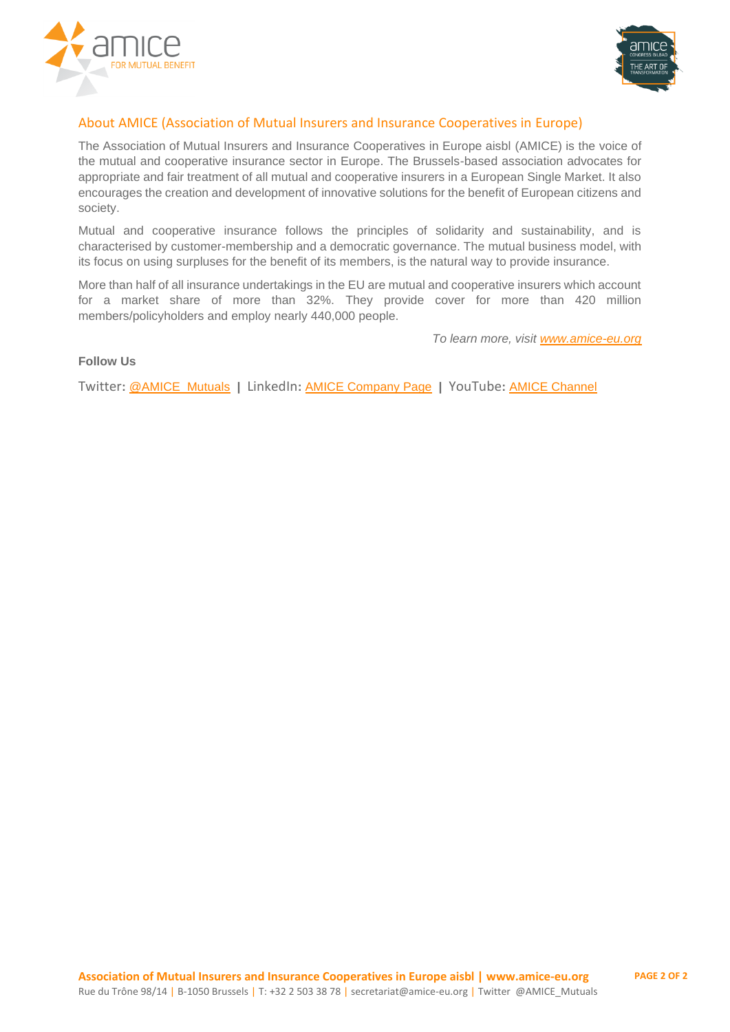## About AMICE (Association of Mutual Insurers and Insurance Cooperatives in Europe)

The Association of Mutual Insurers and Insurance Cooperatives in Europe aisbl (AMICE) is the voice of the mutual and cooperative insurance sector in Europe. The Brussels-based association advocates for appropriate and fair treatment of all mutual and cooperative insurers in a European Single Market. It also encourages the creation and development of innovative solutions for the benefit of European citizens and society.

Mutual and cooperative insurance follows the principles of solidarity and sustainability, and is characterised by customer-membership and a democratic governance. The mutual business model, with its focus on using surpluses for the benefit of its members, is the natural way to provide insurance.

More than half of all insurance undertakings in the EU are mutual and cooperative insurers which account for a market share of more than 32%. They provide cover for more than 420 million members/policyholders and employ nearly 440,000 people.

*To learn more, visit www.amice-eu.org*

**Follow Us**

Twitter: @AMICE_Mutuals | LinkedIn: AMICE Company Page | YouTube: AMICE Channel

**Association of Mutual Insurers and Insurance Cooperatives in Europe aisbl | www.amice-eu.org**

Rue du Trône 98/14 | B-1050 Brussels | T: +32 2 503 38 78 | secretariat@amice-eu.org | Twitter @AMICE_Mutuals